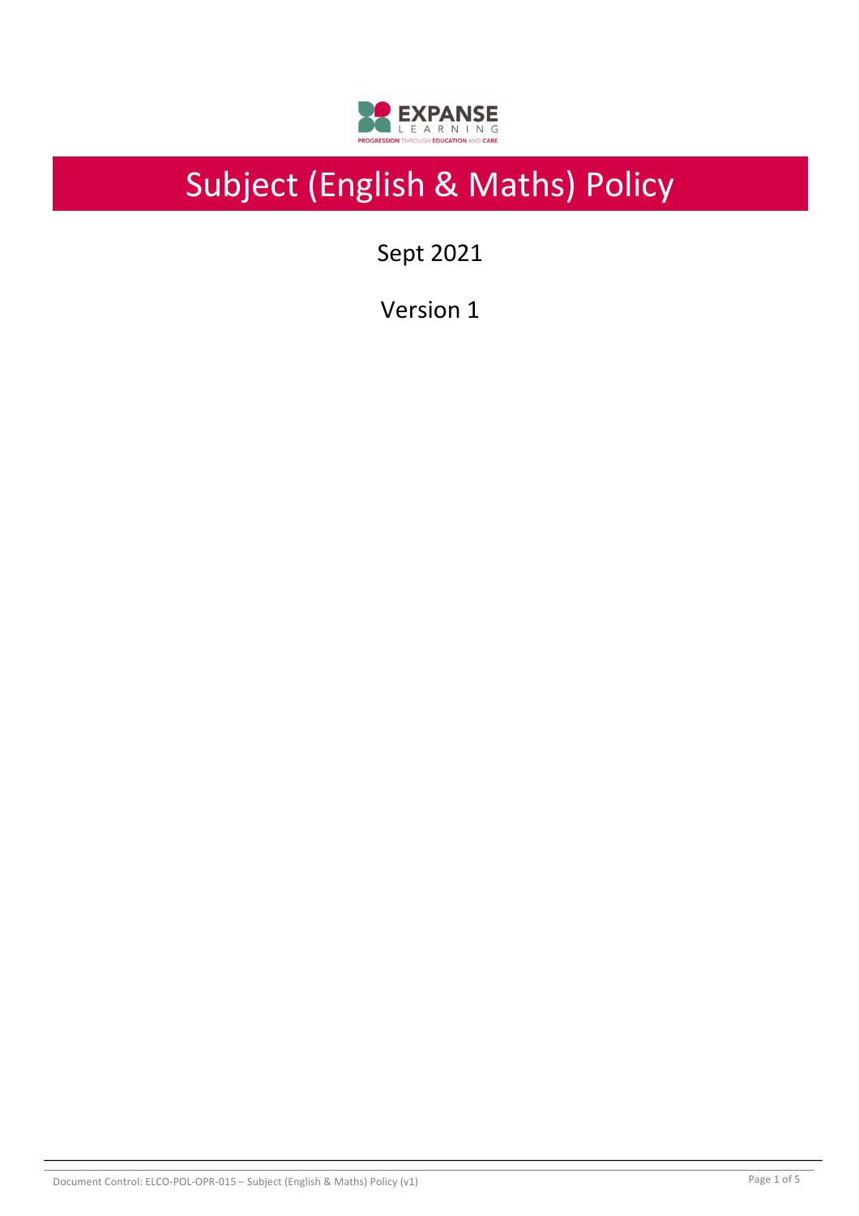# Subject (English & Maths) Policy

Sept 2021

Version 1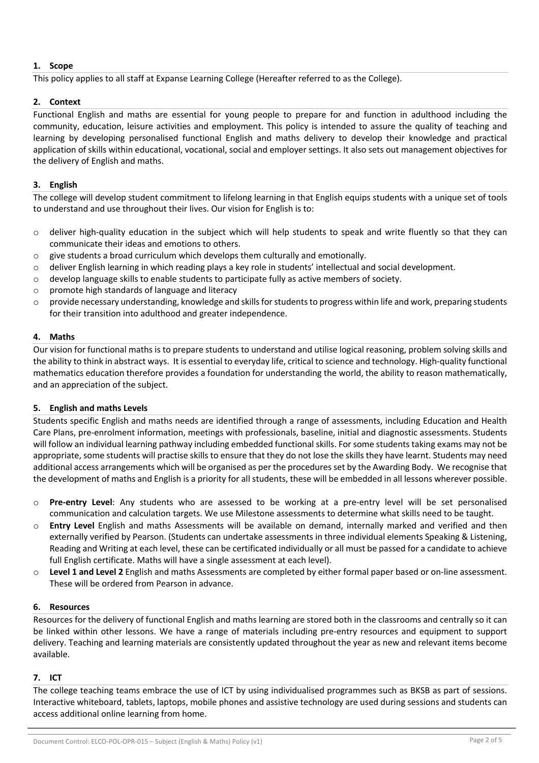## 1. Scope

This policy applies to all staff at Expanse Learning College (Hereafter referred to as the College).

## 2. Context

Functional English and maths are essential for young people to prepare for and function in adulthood including the community, education, leisure activities and employment. This policy is intended to assure the quality of teaching and learning by developing personalised functional English and maths delivery to develop their knowledge and practical application of skills within educational, vocational, social and employer settings. It also sets out management objectives for the delivery of English and maths.

## 3. English

The college will develop student commitment to lifelong learning in that English equips students with a unique set of tools to understand and use throughout their lives. Our vision for English is to:

- deliver high-quality education in the subject which will help students to speak and write fluently so that they can communicate their ideas and emotions to others.
- give students a broad curriculum which develops them culturally and emotionally.
- deliver English learning in which reading plays a key role in students' intellectual and social development.
- develop language skills to enable students to participate fully as active members of society.
- promote high standards of language and literacy
- provide necessary understanding, knowledge and skills for students to progress within life and work, preparing students for their transition into adulthood and greater independence.

## 4. Maths

Our vision for functional maths is to prepare students to understand and utilise logical reasoning, problem solving skills and the ability to think in abstract ways. It is essential to everyday life, critical to science and technology. High-quality functional mathematics education therefore provides a foundation for understanding the world, the ability to reason mathematically, and an appreciation of the subject.

## 5. English and maths Levels

Students specific English and maths needs are identified through a range of assessments, including Education and Health Care Plans, pre-enrolment information, meetings with professionals, baseline, initial and diagnostic assessments. Students will follow an individual learning pathway including embedded functional skills. For some students taking exams may not be appropriate, some students will practise skills to ensure that they do not lose the skills they have learnt. Students may need additional access arrangements which will be organised as per the procedures set by the Awarding Body. We recognise that the development of maths and English is a priority for all students, these will be embedded in all lessons wherever possible.

- **Pre-entry Level**: Any students who are assessed to be working at a pre-entry level will be set personalised communication and calculation targets. We use Milestone assessments to determine what skills need to be taught.
- **Entry Level** English and maths Assessments will be available on demand, internally marked and verified and then externally verified by Pearson. (Students can undertake assessments in three individual elements Speaking & Listening, Reading and Writing at each level, these can be certificated individually or all must be passed for a candidate to achieve full English certificate. Maths will have a single assessment at each level).
- **Level 1 and Level 2** English and maths Assessments are completed by either formal paper based or on-line assessment. These will be ordered from Pearson in advance.

## 6. Resources

Resources for the delivery of functional English and maths learning are stored both in the classrooms and centrally so it can be linked within other lessons. We have a range of materials including pre-entry resources and equipment to support delivery. Teaching and learning materials are consistently updated throughout the year as new and relevant items become available.

## 7. ICT

The college teaching teams embrace the use of ICT by using individualised programmes such as BKSB as part of sessions. Interactive whiteboard, tablets, laptops, mobile phones and assistive technology are used during sessions and students can access additional online learning from home.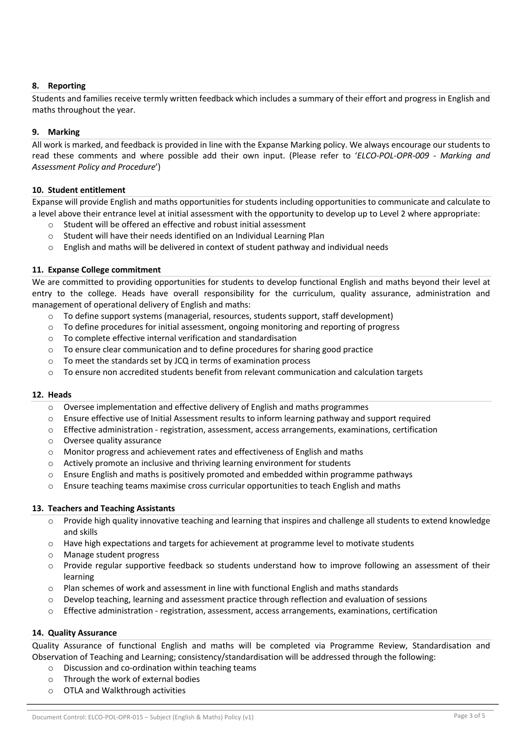## 8. Reporting

Students and families receive termly written feedback which includes a summary of their effort and progress in English and maths throughout the year.

## 9. Marking

All work is marked, and feedback is provided in line with the Expanse Marking policy. We always encourage our students to read these comments and where possible add their own input. (Please refer to '*ELCO-POL-OPR-009 - Marking and Assessment Policy and Procedure*')

## 10. Student entitlement

Expanse will provide English and maths opportunities for students including opportunities to communicate and calculate to a level above their entrance level at initial assessment with the opportunity to develop up to Level 2 where appropriate:

- Student will be offered an effective and robust initial assessment
- Student will have their needs identified on an Individual Learning Plan
- English and maths will be delivered in context of student pathway and individual needs

## 11. Expanse College commitment

We are committed to providing opportunities for students to develop functional English and maths beyond their level at entry to the college. Heads have overall responsibility for the curriculum, quality assurance, administration and management of operational delivery of English and maths:

- To define support systems (managerial, resources, students support, staff development)
- To define procedures for initial assessment, ongoing monitoring and reporting of progress
- To complete effective internal verification and standardisation
- To ensure clear communication and to define procedures for sharing good practice
- To meet the standards set by JCQ in terms of examination process
- To ensure non accredited students benefit from relevant communication and calculation targets

## 12. Heads

- Oversee implementation and effective delivery of English and maths programmes
- Ensure effective use of Initial Assessment results to inform learning pathway and support required
- Effective administration - registration, assessment, access arrangements, examinations, certification
- Oversee quality assurance
- Monitor progress and achievement rates and effectiveness of English and maths
- Actively promote an inclusive and thriving learning environment for students
- Ensure English and maths is positively promoted and embedded within programme pathways
- Ensure teaching teams maximise cross curricular opportunities to teach English and maths

## 13. Teachers and Teaching Assistants

- Provide high quality innovative teaching and learning that inspires and challenge all students to extend knowledge and skills
- Have high expectations and targets for achievement at programme level to motivate students
- Manage student progress
- Provide regular supportive feedback so students understand how to improve following an assessment of their learning
- Plan schemes of work and assessment in line with functional English and maths standards
- Develop teaching, learning and assessment practice through reflection and evaluation of sessions
- Effective administration - registration, assessment, access arrangements, examinations, certification

## 14. Quality Assurance

Quality Assurance of functional English and maths will be completed via Programme Review, Standardisation and Observation of Teaching and Learning; consistency/standardisation will be addressed through the following:

- Discussion and co-ordination within teaching teams
- Through the work of external bodies
- OTLA and Walkthrough activities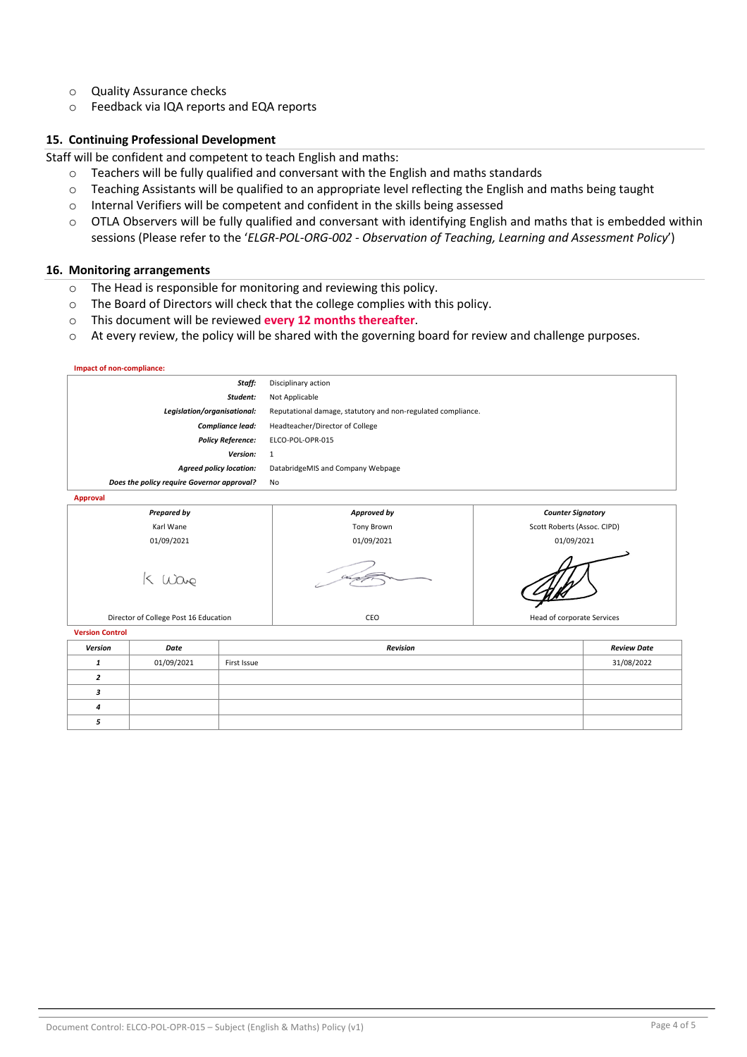- Quality Assurance checks
- Feedback via IQA reports and EQA reports

## 15. Continuing Professional Development

Staff will be confident and competent to teach English and maths:

- Teachers will be fully qualified and conversant with the English and maths standards
- Teaching Assistants will be qualified to an appropriate level reflecting the English and maths being taught
- Internal Verifiers will be competent and confident in the skills being assessed
- OTLA Observers will be fully qualified and conversant with identifying English and maths that is embedded within sessions (Please refer to the '*ELGR-POL-ORG-002 - Observation of Teaching, Learning and Assessment Policy*')

## 16. Monitoring arrangements

- The Head is responsible for monitoring and reviewing this policy.
- The Board of Directors will check that the college complies with this policy.
- This document will be reviewed **every 12 months thereafter**.
- At every review, the policy will be shared with the governing board for review and challenge purposes.

**Impact of non-compliance:**

| | |
|---|---|
| ***Staff:*** | Disciplinary action |
| ***Student:*** | Not Applicable |
| ***Legislation/organisational:*** | Reputational damage, statutory and non-regulated compliance. |
| ***Compliance lead:*** | Headteacher/Director of College |
| ***Policy Reference:*** | ELCO-POL-OPR-015 |
| ***Version:*** | 1 |
| ***Agreed policy location:*** | DatabridgeMIS and Company Webpage |
| ***Does the policy require Governor approval?*** | No |

**Approval**

| ***Prepared by*** | ***Approved by*** | ***Counter Signatory*** |
|---|---|---|
| Karl Wane | Tony Brown | Scott Roberts (Assoc. CIPD) |
| 01/09/2021 | 01/09/2021 | 01/09/2021 |
| K Wane | [signature] | [signature] |
| Director of College Post 16 Education | CEO | Head of corporate Services |

**Version Control**

| ***Version*** | ***Date*** | ***Revision*** | ***Review Date*** |
|---|---|---|---|
| ***1*** | 01/09/2021 | First Issue | 31/08/2022 |
| ***2*** | | | |
| ***3*** | | | |
| ***4*** | | | |
| ***5*** | | | |

Document Control: ELCO-POL-OPR-015 – Subject (English & Maths) Policy (v1)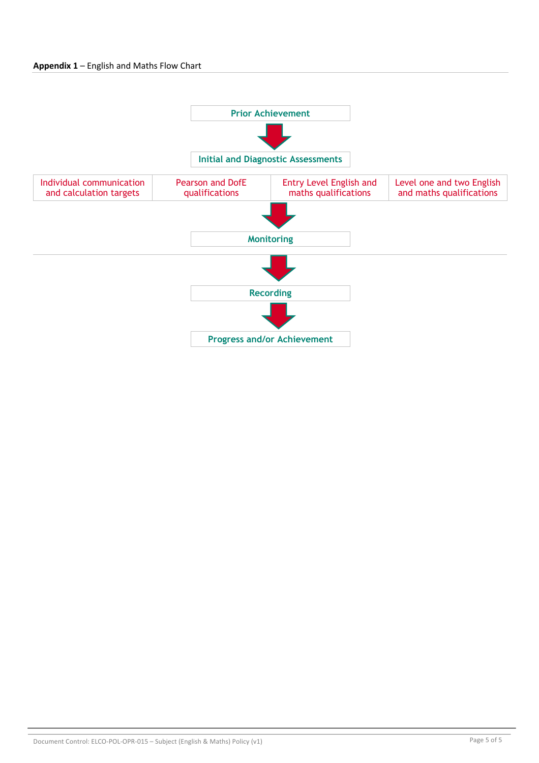**Appendix 1** – English and Maths Flow Chart

Prior Achievement

Initial and Diagnostic Assessments

| | | | |
|---|---|---|---|
| Individual communication and calculation targets | Pearson and DofE qualifications | Entry Level English and maths qualifications | Level one and two English and maths qualifications |

Monitoring

Recording

Progress and/or Achievement